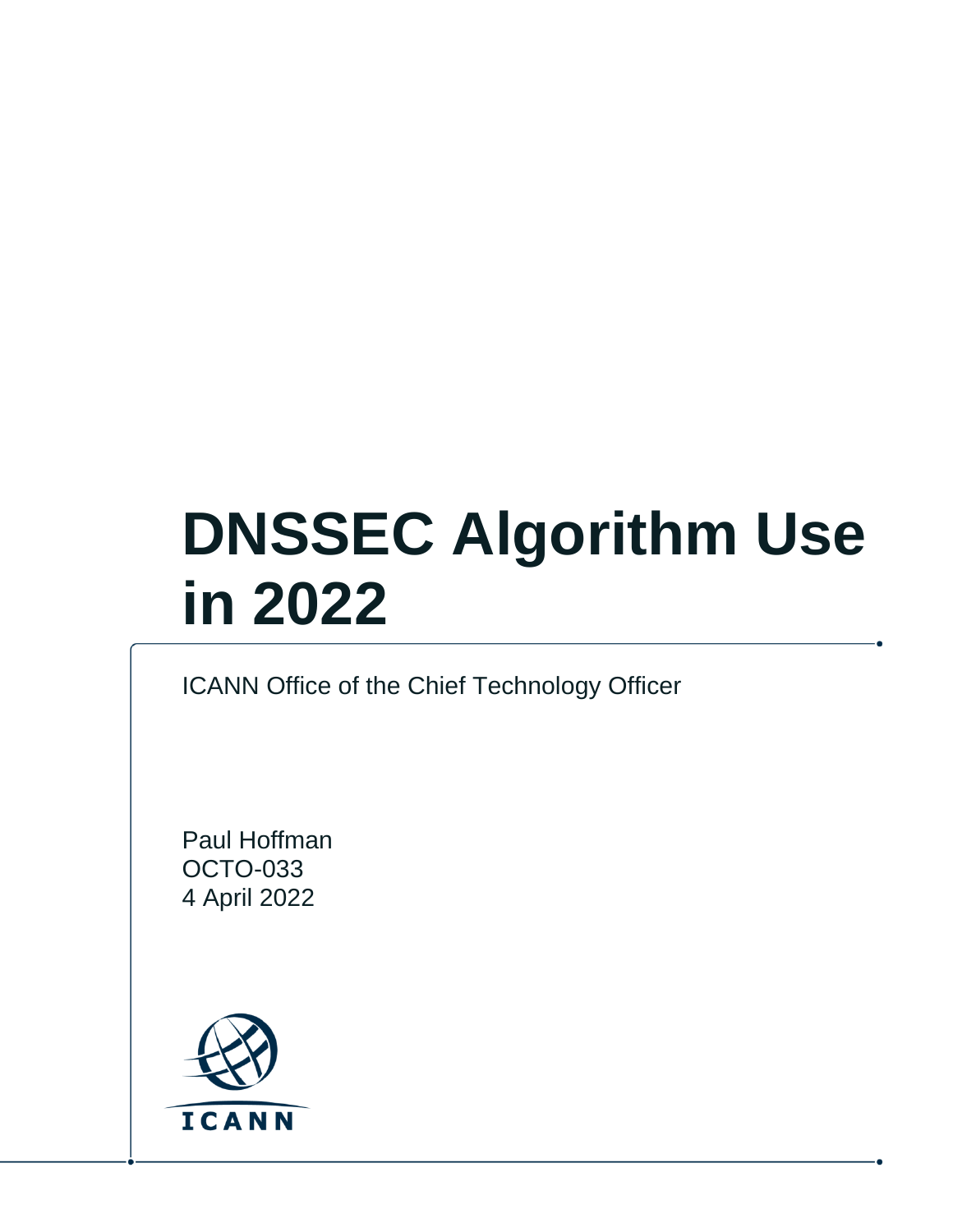# DNSSEC Algorithm Use in 2022

ICANN Office of the Chief Technology Officer

Paul Hoffman
OCTO-033
4 April 2022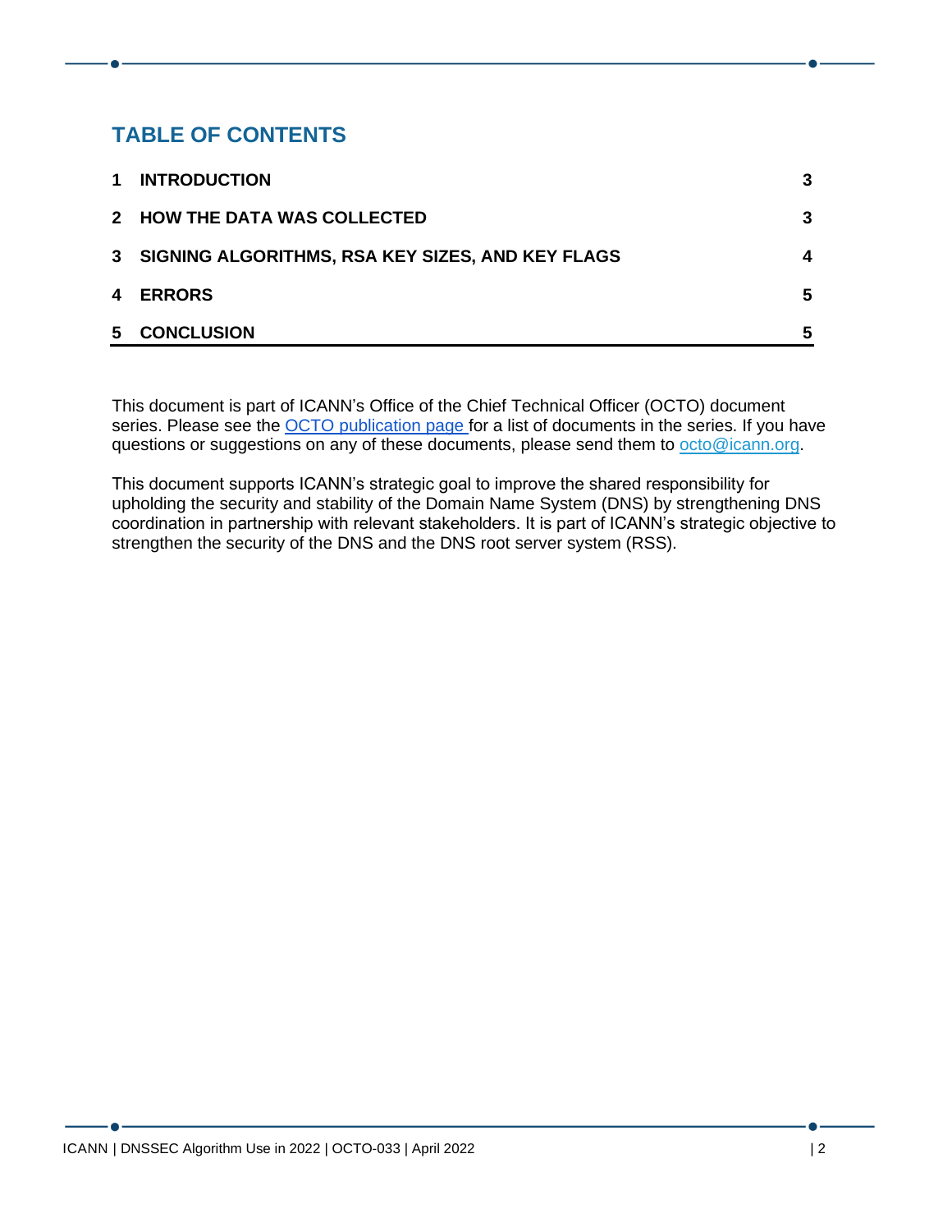## TABLE OF CONTENTS

| | | |
|---|---|---|
| **1** | **INTRODUCTION** | **3** |
| **2** | **HOW THE DATA WAS COLLECTED** | **3** |
| **3** | **SIGNING ALGORITHMS, RSA KEY SIZES, AND KEY FLAGS** | **4** |
| **4** | **ERRORS** | **5** |
| **5** | **CONCLUSION** | **5** |

This document is part of ICANN's Office of the Chief Technical Officer (OCTO) document series. Please see the OCTO publication page for a list of documents in the series. If you have questions or suggestions on any of these documents, please send them to octo@icann.org.

This document supports ICANN's strategic goal to improve the shared responsibility for upholding the security and stability of the Domain Name System (DNS) by strengthening DNS coordination in partnership with relevant stakeholders. It is part of ICANN's strategic objective to strengthen the security of the DNS and the DNS root server system (RSS).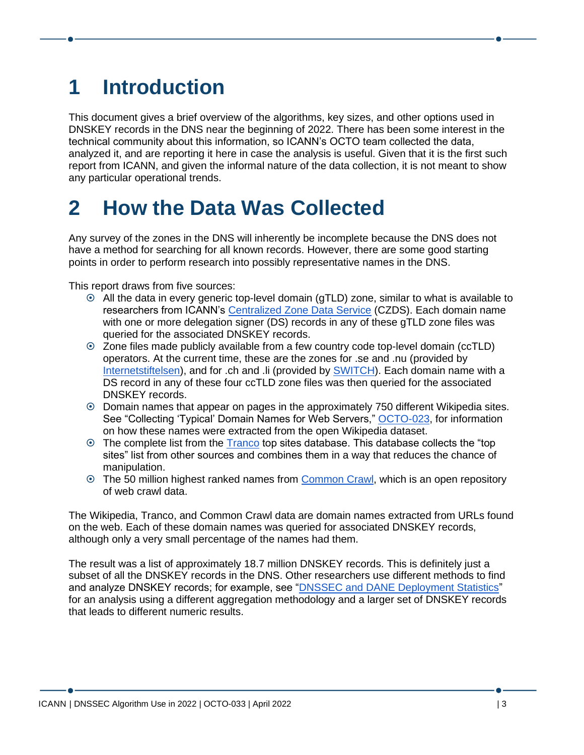# 1 Introduction

This document gives a brief overview of the algorithms, key sizes, and other options used in DNSKEY records in the DNS near the beginning of 2022. There has been some interest in the technical community about this information, so ICANN's OCTO team collected the data, analyzed it, and are reporting it here in case the analysis is useful. Given that it is the first such report from ICANN, and given the informal nature of the data collection, it is not meant to show any particular operational trends.

# 2 How the Data Was Collected

Any survey of the zones in the DNS will inherently be incomplete because the DNS does not have a method for searching for all known records. However, there are some good starting points in order to perform research into possibly representative names in the DNS.

This report draws from five sources:

- All the data in every generic top-level domain (gTLD) zone, similar to what is available to researchers from ICANN's Centralized Zone Data Service (CZDS). Each domain name with one or more delegation signer (DS) records in any of these gTLD zone files was queried for the associated DNSKEY records.
- Zone files made publicly available from a few country code top-level domain (ccTLD) operators. At the current time, these are the zones for .se and .nu (provided by Internetstiftelsen), and for .ch and .li (provided by SWITCH). Each domain name with a DS record in any of these four ccTLD zone files was then queried for the associated DNSKEY records.
- Domain names that appear on pages in the approximately 750 different Wikipedia sites. See "Collecting 'Typical' Domain Names for Web Servers," OCTO-023, for information on how these names were extracted from the open Wikipedia dataset.
- The complete list from the Tranco top sites database. This database collects the "top sites" list from other sources and combines them in a way that reduces the chance of manipulation.
- The 50 million highest ranked names from Common Crawl, which is an open repository of web crawl data.

The Wikipedia, Tranco, and Common Crawl data are domain names extracted from URLs found on the web. Each of these domain names was queried for associated DNSKEY records, although only a very small percentage of the names had them.

The result was a list of approximately 18.7 million DNSKEY records. This is definitely just a subset of all the DNSKEY records in the DNS. Other researchers use different methods to find and analyze DNSKEY records; for example, see "DNSSEC and DANE Deployment Statistics" for an analysis using a different aggregation methodology and a larger set of DNSKEY records that leads to different numeric results.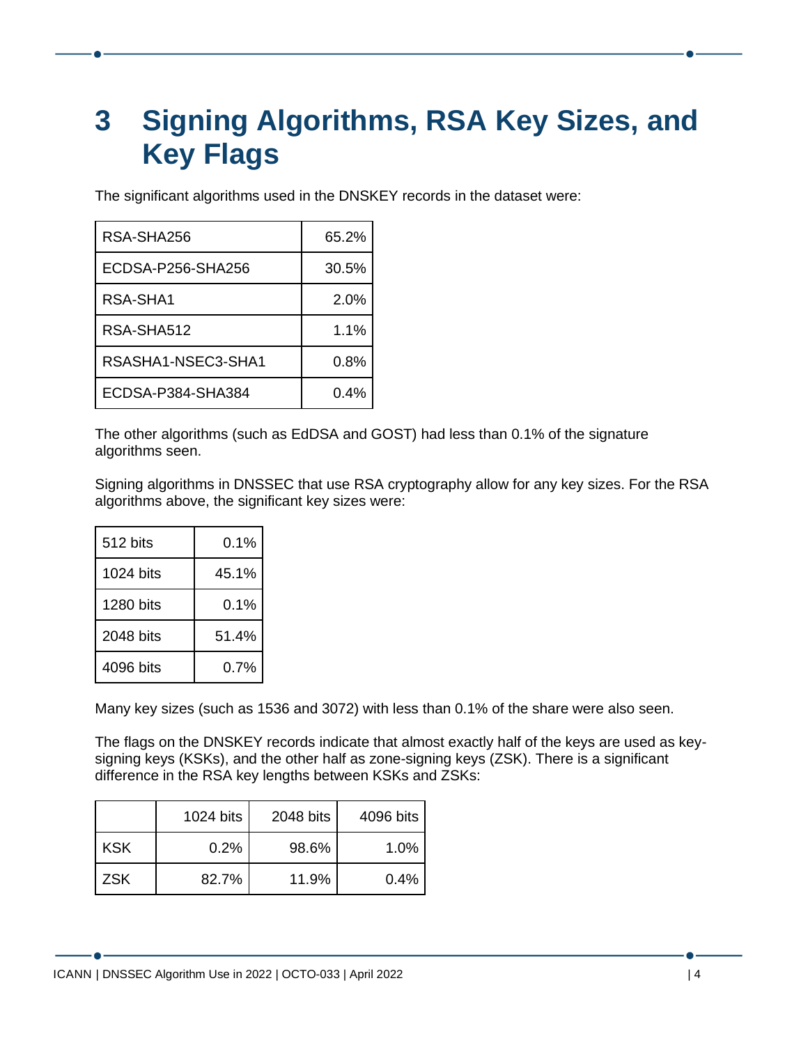# 3 Signing Algorithms, RSA Key Sizes, and Key Flags

The significant algorithms used in the DNSKEY records in the dataset were:

| | |
|---|---:|
| RSA-SHA256 | 65.2% |
| ECDSA-P256-SHA256 | 30.5% |
| RSA-SHA1 | 2.0% |
| RSA-SHA512 | 1.1% |
| RSASHA1-NSEC3-SHA1 | 0.8% |
| ECDSA-P384-SHA384 | 0.4% |

The other algorithms (such as EdDSA and GOST) had less than 0.1% of the signature algorithms seen.

Signing algorithms in DNSSEC that use RSA cryptography allow for any key sizes. For the RSA algorithms above, the significant key sizes were:

| | |
|---|---:|
| 512 bits | 0.1% |
| 1024 bits | 45.1% |
| 1280 bits | 0.1% |
| 2048 bits | 51.4% |
| 4096 bits | 0.7% |

Many key sizes (such as 1536 and 3072) with less than 0.1% of the share were also seen.

The flags on the DNSKEY records indicate that almost exactly half of the keys are used as key-signing keys (KSKs), and the other half as zone-signing keys (ZSK). There is a significant difference in the RSA key lengths between KSKs and ZSKs:

| | 1024 bits | 2048 bits | 4096 bits |
|---|---:|---:|---:|
| KSK | 0.2% | 98.6% | 1.0% |
| ZSK | 82.7% | 11.9% | 0.4% |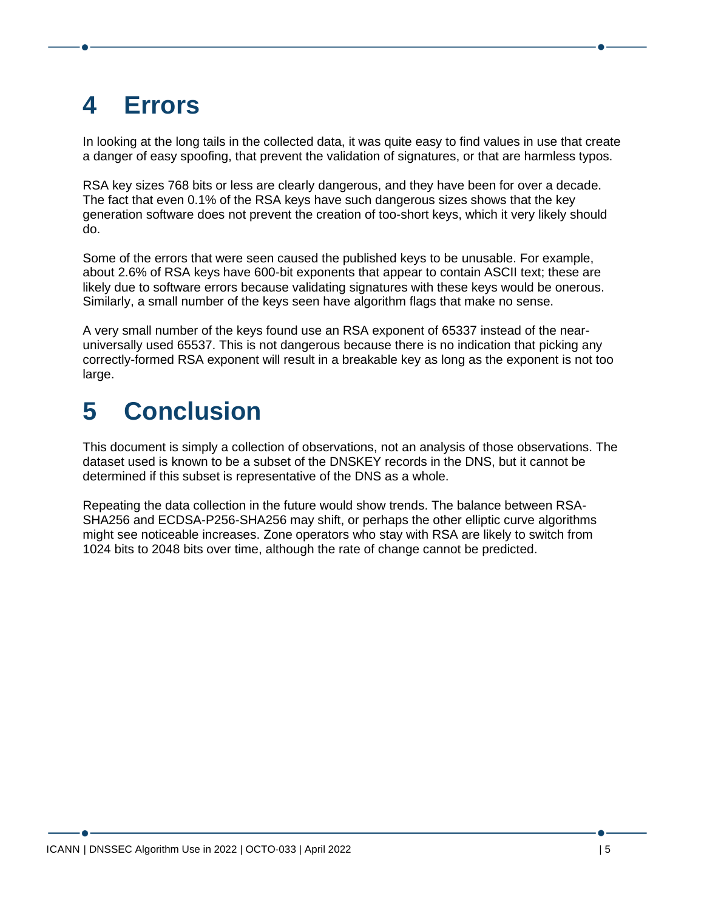# 4 Errors

In looking at the long tails in the collected data, it was quite easy to find values in use that create a danger of easy spoofing, that prevent the validation of signatures, or that are harmless typos.

RSA key sizes 768 bits or less are clearly dangerous, and they have been for over a decade. The fact that even 0.1% of the RSA keys have such dangerous sizes shows that the key generation software does not prevent the creation of too-short keys, which it very likely should do.

Some of the errors that were seen caused the published keys to be unusable. For example, about 2.6% of RSA keys have 600-bit exponents that appear to contain ASCII text; these are likely due to software errors because validating signatures with these keys would be onerous. Similarly, a small number of the keys seen have algorithm flags that make no sense.

A very small number of the keys found use an RSA exponent of 65337 instead of the near-universally used 65537. This is not dangerous because there is no indication that picking any correctly-formed RSA exponent will result in a breakable key as long as the exponent is not too large.

# 5 Conclusion

This document is simply a collection of observations, not an analysis of those observations. The dataset used is known to be a subset of the DNSKEY records in the DNS, but it cannot be determined if this subset is representative of the DNS as a whole.

Repeating the data collection in the future would show trends. The balance between RSA-SHA256 and ECDSA-P256-SHA256 may shift, or perhaps the other elliptic curve algorithms might see noticeable increases. Zone operators who stay with RSA are likely to switch from 1024 bits to 2048 bits over time, although the rate of change cannot be predicted.